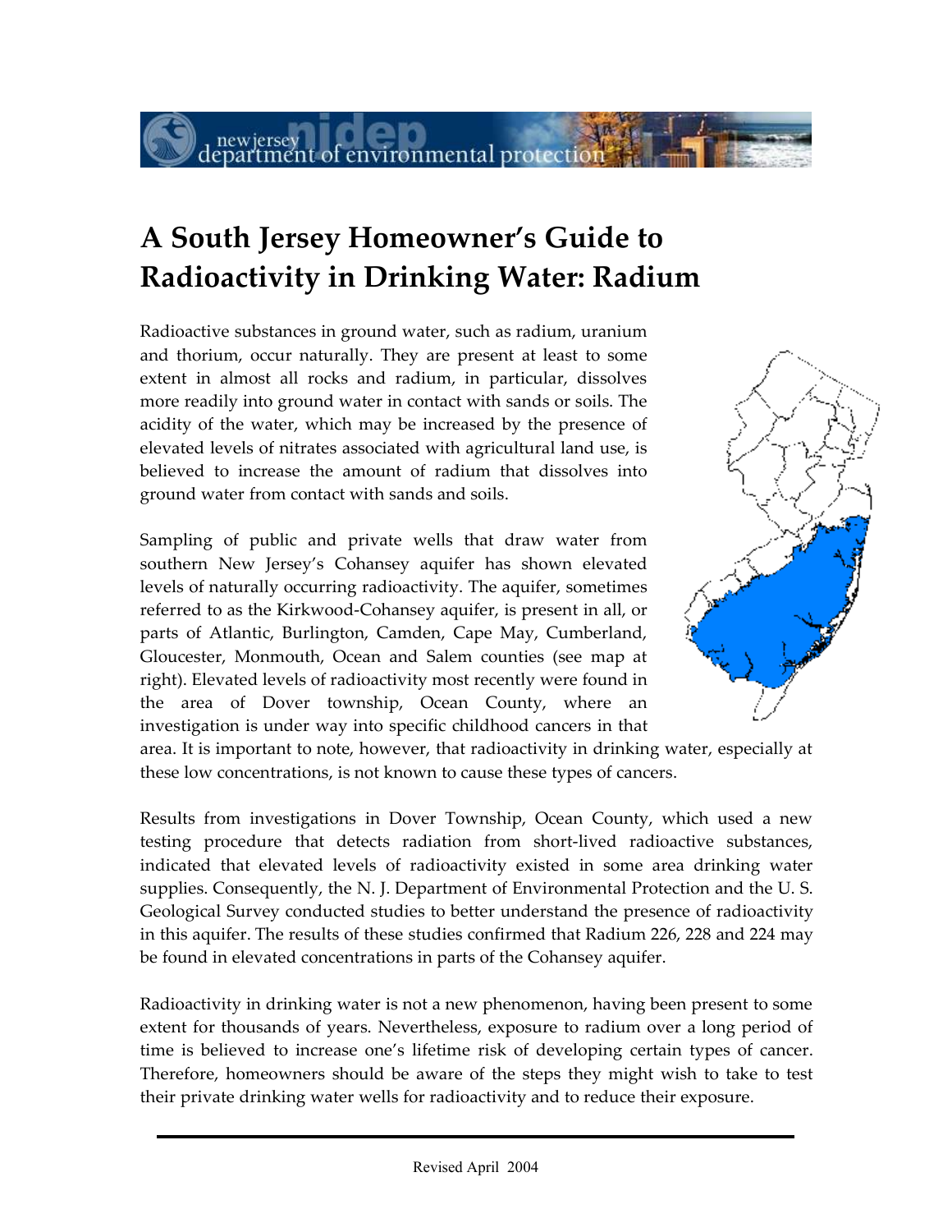# A South Jersey Homeowner's Guide to Radioactivity in Drinking Water: Radium

Radioactive substances in ground water, such as radium, uranium and thorium, occur naturally. They are present at least to some extent in almost all rocks and radium, in particular, dissolves more readily into ground water in contact with sands or soils. The acidity of the water, which may be increased by the presence of elevated levels of nitrates associated with agricultural land use, is believed to increase the amount of radium that dissolves into ground water from contact with sands and soils.

Sampling of public and private wells that draw water from southern New Jersey's Cohansey aquifer has shown elevated levels of naturally occurring radioactivity. The aquifer, sometimes referred to as the Kirkwood-Cohansey aquifer, is present in all, or parts of Atlantic, Burlington, Camden, Cape May, Cumberland, Gloucester, Monmouth, Ocean and Salem counties (see map at right). Elevated levels of radioactivity most recently were found in the area of Dover township, Ocean County, where an investigation is under way into specific childhood cancers in that area. It is important to note, however, that radioactivity in drinking water, especially at these low concentrations, is not known to cause these types of cancers.

Results from investigations in Dover Township, Ocean County, which used a new testing procedure that detects radiation from short-lived radioactive substances, indicated that elevated levels of radioactivity existed in some area drinking water supplies. Consequently, the N. J. Department of Environmental Protection and the U. S. Geological Survey conducted studies to better understand the presence of radioactivity in this aquifer. The results of these studies confirmed that Radium 226, 228 and 224 may be found in elevated concentrations in parts of the Cohansey aquifer.

Radioactivity in drinking water is not a new phenomenon, having been present to some extent for thousands of years. Nevertheless, exposure to radium over a long period of time is believed to increase one's lifetime risk of developing certain types of cancer. Therefore, homeowners should be aware of the steps they might wish to take to test their private drinking water wells for radioactivity and to reduce their exposure.

Revised April 2004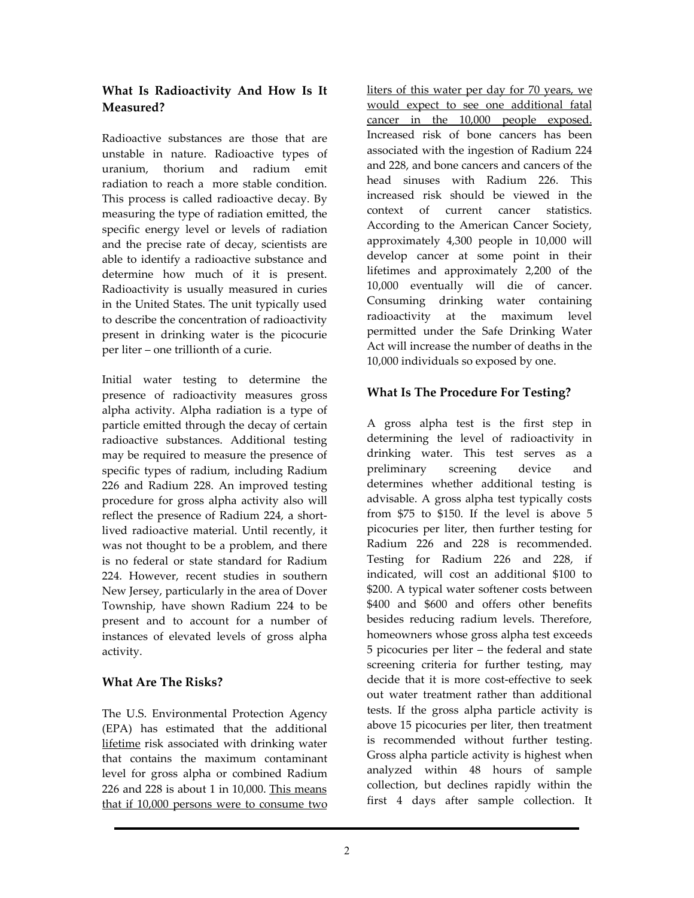### What Is Radioactivity And How Is It Measured?

Radioactive substances are those that are unstable in nature. Radioactive types of uranium, thorium and radium emit radiation to reach a more stable condition. This process is called radioactive decay. By measuring the type of radiation emitted, the specific energy level or levels of radiation and the precise rate of decay, scientists are able to identify a radioactive substance and determine how much of it is present. Radioactivity is usually measured in curies in the United States. The unit typically used to describe the concentration of radioactivity present in drinking water is the picocurie per liter – one trillionth of a curie.

Initial water testing to determine the presence of radioactivity measures gross alpha activity. Alpha radiation is a type of particle emitted through the decay of certain radioactive substances. Additional testing may be required to measure the presence of specific types of radium, including Radium 226 and Radium 228. An improved testing procedure for gross alpha activity also will reflect the presence of Radium 224, a short-lived radioactive material. Until recently, it was not thought to be a problem, and there is no federal or state standard for Radium 224. However, recent studies in southern New Jersey, particularly in the area of Dover Township, have shown Radium 224 to be present and to account for a number of instances of elevated levels of gross alpha activity.

### What Are The Risks?

The U.S. Environmental Protection Agency (EPA) has estimated that the additional <u>lifetime</u> risk associated with drinking water that contains the maximum contaminant level for gross alpha or combined Radium 226 and 228 is about 1 in 10,000. <u>This means that if 10,000 persons were to consume two liters of this water per day for 70 years, we would expect to see one additional fatal cancer in the 10,000 people exposed.</u> Increased risk of bone cancers has been associated with the ingestion of Radium 224 and 228, and bone cancers and cancers of the head sinuses with Radium 226. This increased risk should be viewed in the context of current cancer statistics. According to the American Cancer Society, approximately 4,300 people in 10,000 will develop cancer at some point in their lifetimes and approximately 2,200 of the 10,000 eventually will die of cancer. Consuming drinking water containing radioactivity at the maximum level permitted under the Safe Drinking Water Act will increase the number of deaths in the 10,000 individuals so exposed by one.

### What Is The Procedure For Testing?

A gross alpha test is the first step in determining the level of radioactivity in drinking water. This test serves as a preliminary screening device and determines whether additional testing is advisable. A gross alpha test typically costs from $75 to $150. If the level is above 5 picocuries per liter, then further testing for Radium 226 and 228 is recommended. Testing for Radium 226 and 228, if indicated, will cost an additional $100 to $200. A typical water softener costs between $400 and $600 and offers other benefits besides reducing radium levels. Therefore, homeowners whose gross alpha test exceeds 5 picocuries per liter – the federal and state screening criteria for further testing, may decide that it is more cost-effective to seek out water treatment rather than additional tests. If the gross alpha particle activity is above 15 picocuries per liter, then treatment is recommended without further testing. Gross alpha particle activity is highest when analyzed within 48 hours of sample collection, but declines rapidly within the first 4 days after sample collection. It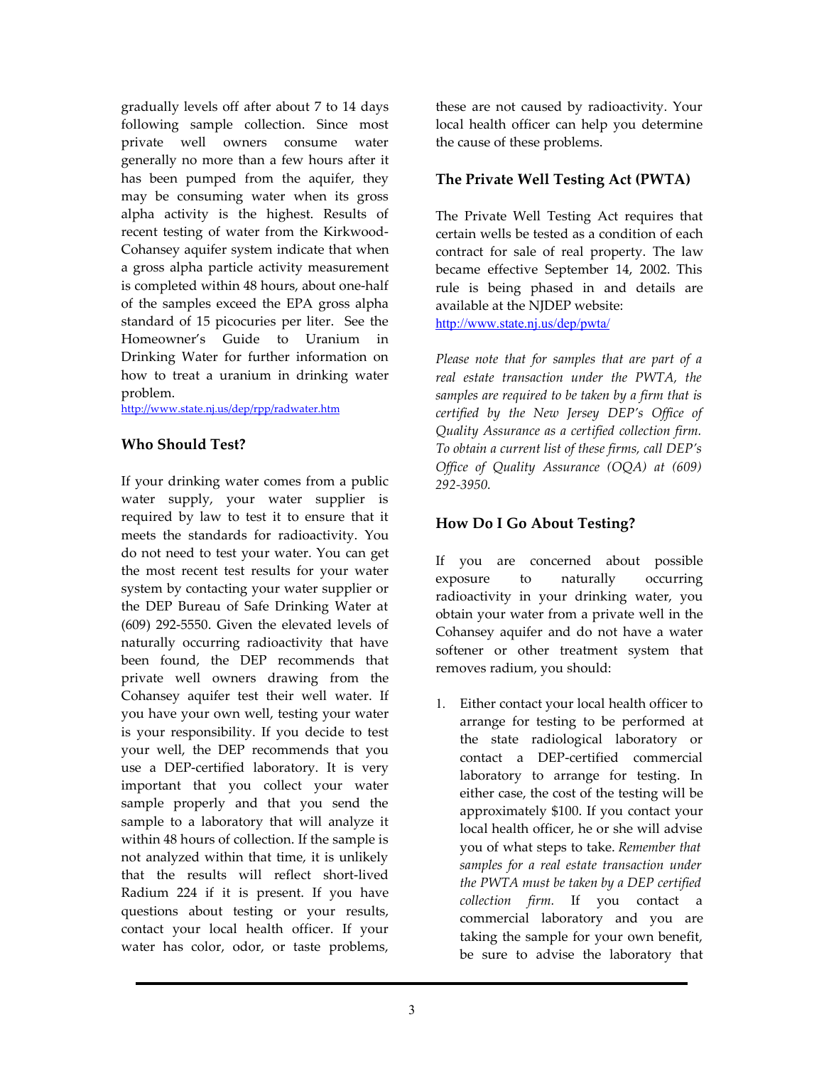gradually levels off after about 7 to 14 days following sample collection. Since most private well owners consume water generally no more than a few hours after it has been pumped from the aquifer, they may be consuming water when its gross alpha activity is the highest. Results of recent testing of water from the Kirkwood-Cohansey aquifer system indicate that when a gross alpha particle activity measurement is completed within 48 hours, about one-half of the samples exceed the EPA gross alpha standard of 15 picocuries per liter. See the Homeowner's Guide to Uranium in Drinking Water for further information on how to treat a uranium in drinking water problem.
http://www.state.nj.us/dep/rpp/radwater.htm

## Who Should Test?

If your drinking water comes from a public water supply, your water supplier is required by law to test it to ensure that it meets the standards for radioactivity. You do not need to test your water. You can get the most recent test results for your water system by contacting your water supplier or the DEP Bureau of Safe Drinking Water at (609) 292-5550. Given the elevated levels of naturally occurring radioactivity that have been found, the DEP recommends that private well owners drawing from the Cohansey aquifer test their well water. If you have your own well, testing your water is your responsibility. If you decide to test your well, the DEP recommends that you use a DEP-certified laboratory. It is very important that you collect your water sample properly and that you send the sample to a laboratory that will analyze it within 48 hours of collection. If the sample is not analyzed within that time, it is unlikely that the results will reflect short-lived Radium 224 if it is present. If you have questions about testing or your results, contact your local health officer. If your water has color, odor, or taste problems, these are not caused by radioactivity. Your local health officer can help you determine the cause of these problems.

## The Private Well Testing Act (PWTA)

The Private Well Testing Act requires that certain wells be tested as a condition of each contract for sale of real property. The law became effective September 14, 2002. This rule is being phased in and details are available at the NJDEP website:
http://www.state.nj.us/dep/pwta/

*Please note that for samples that are part of a real estate transaction under the PWTA, the samples are required to be taken by a firm that is certified by the New Jersey DEP's Office of Quality Assurance as a certified collection firm. To obtain a current list of these firms, call DEP's Office of Quality Assurance (OQA) at (609) 292-3950.*

## How Do I Go About Testing?

If you are concerned about possible exposure to naturally occurring radioactivity in your drinking water, you obtain your water from a private well in the Cohansey aquifer and do not have a water softener or other treatment system that removes radium, you should:

1. Either contact your local health officer to arrange for testing to be performed at the state radiological laboratory or contact a DEP-certified commercial laboratory to arrange for testing. In either case, the cost of the testing will be approximately $100. If you contact your local health officer, he or she will advise you of what steps to take. *Remember that samples for a real estate transaction under the PWTA must be taken by a DEP certified collection firm.* If you contact a commercial laboratory and you are taking the sample for your own benefit, be sure to advise the laboratory that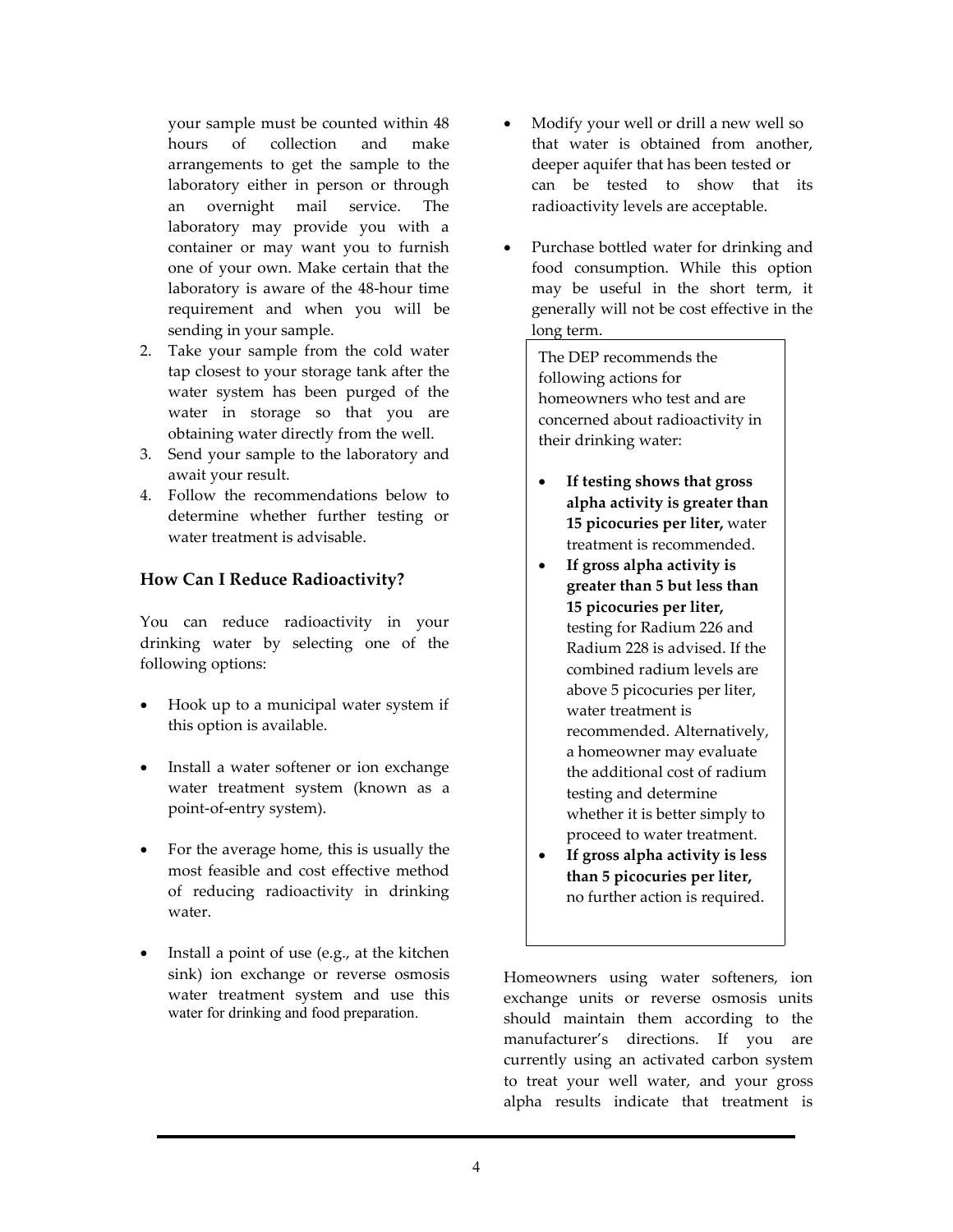your sample must be counted within 48 hours of collection and make arrangements to get the sample to the laboratory either in person or through an overnight mail service. The laboratory may provide you with a container or may want you to furnish one of your own. Make certain that the laboratory is aware of the 48-hour time requirement and when you will be sending in your sample.

2. Take your sample from the cold water tap closest to your storage tank after the water system has been purged of the water in storage so that you are obtaining water directly from the well.
3. Send your sample to the laboratory and await your result.
4. Follow the recommendations below to determine whether further testing or water treatment is advisable.

### How Can I Reduce Radioactivity?

You can reduce radioactivity in your drinking water by selecting one of the following options:

- Hook up to a municipal water system if this option is available.
- Install a water softener or ion exchange water treatment system (known as a point-of-entry system).
- For the average home, this is usually the most feasible and cost effective method of reducing radioactivity in drinking water.
- Install a point of use (e.g., at the kitchen sink) ion exchange or reverse osmosis water treatment system and use this water for drinking and food preparation.
- Modify your well or drill a new well so that water is obtained from another, deeper aquifer that has been tested or can be tested to show that its radioactivity levels are acceptable.
- Purchase bottled water for drinking and food consumption. While this option may be useful in the short term, it generally will not be cost effective in the long term.

> The DEP recommends the following actions for homeowners who test and are concerned about radioactivity in their drinking water:
>
> - **If testing shows that gross alpha activity is greater than 15 picocuries per liter,** water treatment is recommended.
> - **If gross alpha activity is greater than 5 but less than 15 picocuries per liter,** testing for Radium 226 and Radium 228 is advised. If the combined radium levels are above 5 picocuries per liter, water treatment is recommended. Alternatively, a homeowner may evaluate the additional cost of radium testing and determine whether it is better simply to proceed to water treatment.
> - **If gross alpha activity is less than 5 picocuries per liter,** no further action is required.

Homeowners using water softeners, ion exchange units or reverse osmosis units should maintain them according to the manufacturer's directions. If you are currently using an activated carbon system to treat your well water, and your gross alpha results indicate that treatment is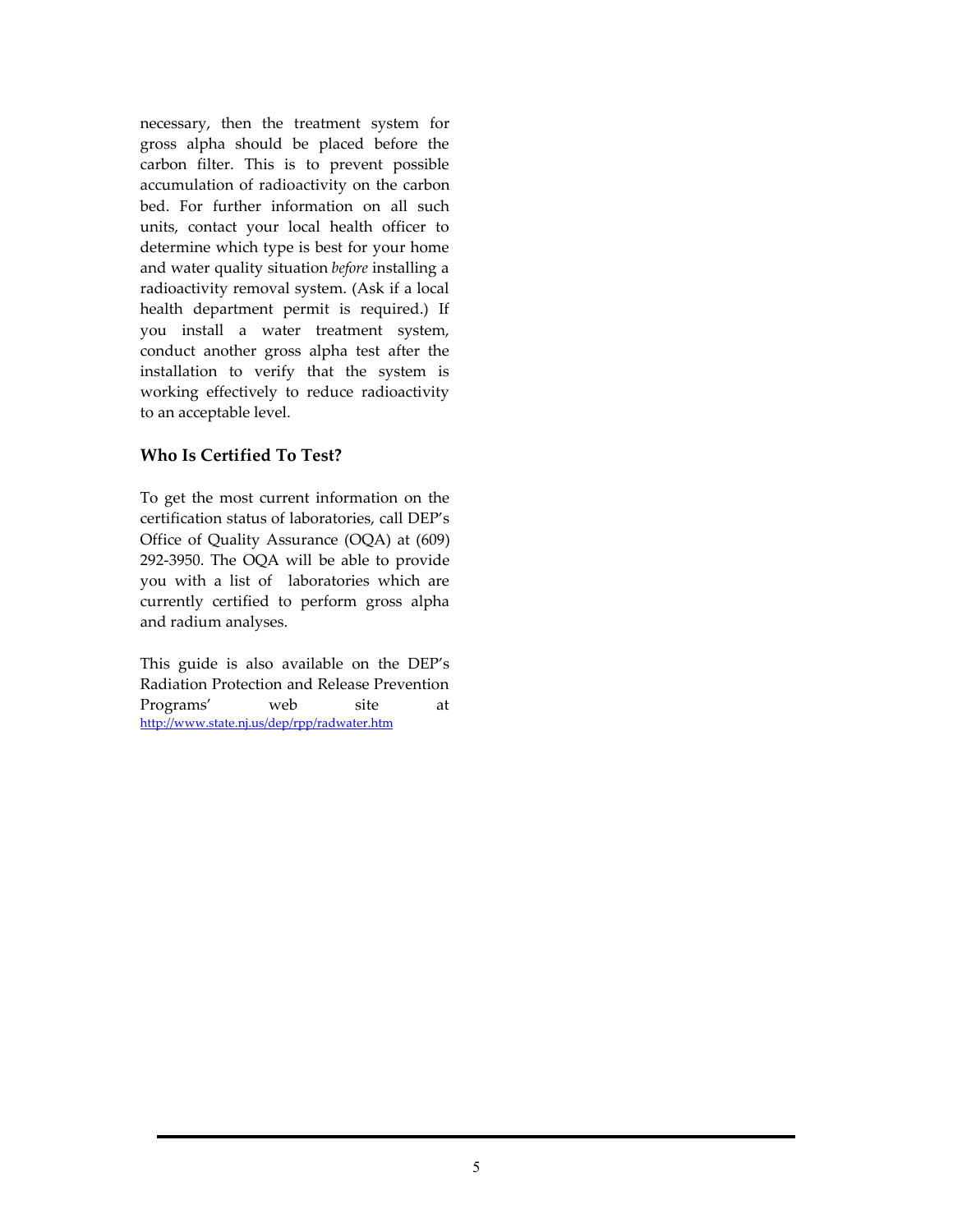necessary, then the treatment system for gross alpha should be placed before the carbon filter. This is to prevent possible accumulation of radioactivity on the carbon bed. For further information on all such units, contact your local health officer to determine which type is best for your home and water quality situation *before* installing a radioactivity removal system. (Ask if a local health department permit is required.) If you install a water treatment system, conduct another gross alpha test after the installation to verify that the system is working effectively to reduce radioactivity to an acceptable level.

### Who Is Certified To Test?

To get the most current information on the certification status of laboratories, call DEP's Office of Quality Assurance (OQA) at (609) 292-3950. The OQA will be able to provide you with a list of laboratories which are currently certified to perform gross alpha and radium analyses.

This guide is also available on the DEP's Radiation Protection and Release Prevention Programs' web site at http://www.state.nj.us/dep/rpp/radwater.htm